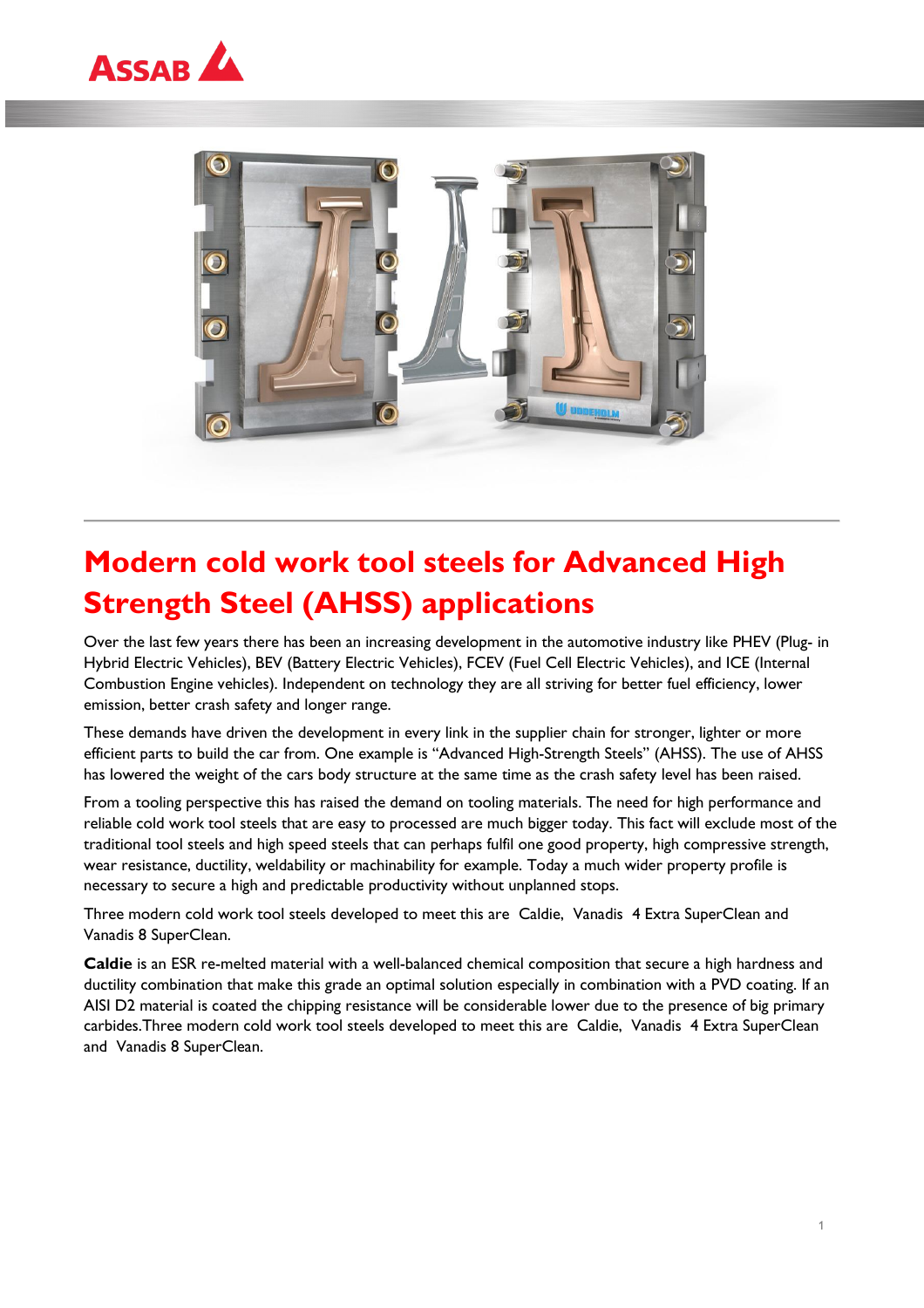# Modern cold work tool steels for Advanced High Strength Steel (AHSS) applications

Over the last few years there has been an increasing development in the automotive industry like PHEV (Plug- in Hybrid Electric Vehicles), BEV (Battery Electric Vehicles), FCEV (Fuel Cell Electric Vehicles), and ICE (Internal Combustion Engine vehicles). Independent on technology they are all striving for better fuel efficiency, lower emission, better crash safety and longer range.

These demands have driven the development in every link in the supplier chain for stronger, lighter or more efficient parts to build the car from. One example is "Advanced High-Strength Steels" (AHSS). The use of AHSS has lowered the weight of the cars body structure at the same time as the crash safety level has been raised.

From a tooling perspective this has raised the demand on tooling materials. The need for high performance and reliable cold work tool steels that are easy to processed are much bigger today. This fact will exclude most of the traditional tool steels and high speed steels that can perhaps fulfil one good property, high compressive strength, wear resistance, ductility, weldability or machinability for example. Today a much wider property profile is necessary to secure a high and predictable productivity without unplanned stops.

Three modern cold work tool steels developed to meet this are Caldie, Vanadis 4 Extra SuperClean and Vanadis 8 SuperClean.

**Caldie** is an ESR re-melted material with a well-balanced chemical composition that secure a high hardness and ductility combination that make this grade an optimal solution especially in combination with a PVD coating. If an AISI D2 material is coated the chipping resistance will be considerable lower due to the presence of big primary carbides.Three modern cold work tool steels developed to meet this are Caldie, Vanadis 4 Extra SuperClean and Vanadis 8 SuperClean.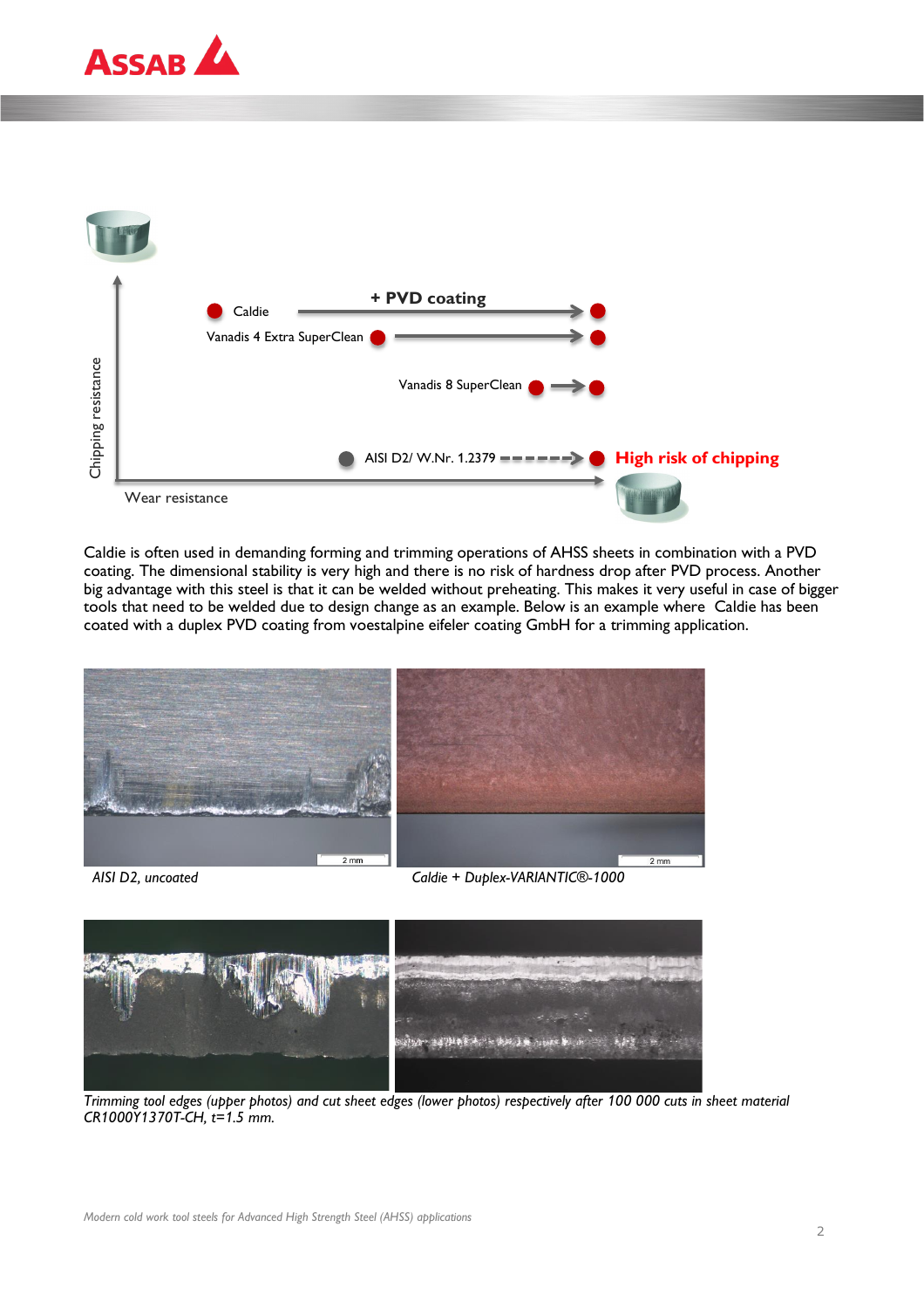Chipping resistance

Caldie — + PVD coating

Vanadis 4 Extra SuperClean

Vanadis 8 SuperClean

AISI D2/ W.Nr. 1.2379 — **High risk of chipping**

Wear resistance

Caldie is often used in demanding forming and trimming operations of AHSS sheets in combination with a PVD coating. The dimensional stability is very high and there is no risk of hardness drop after PVD process. Another big advantage with this steel is that it can be welded without preheating. This makes it very useful in case of bigger tools that need to be welded due to design change as an example. Below is an example where Caldie has been coated with a duplex PVD coating from voestalpine eifeler coating GmbH for a trimming application.

*AISI D2, uncoated*

*Caldie + Duplex-VARIANTIC®-1000*

*Trimming tool edges (upper photos) and cut sheet edges (lower photos) respectively after 100 000 cuts in sheet material CR1000Y1370T-CH, t=1.5 mm.*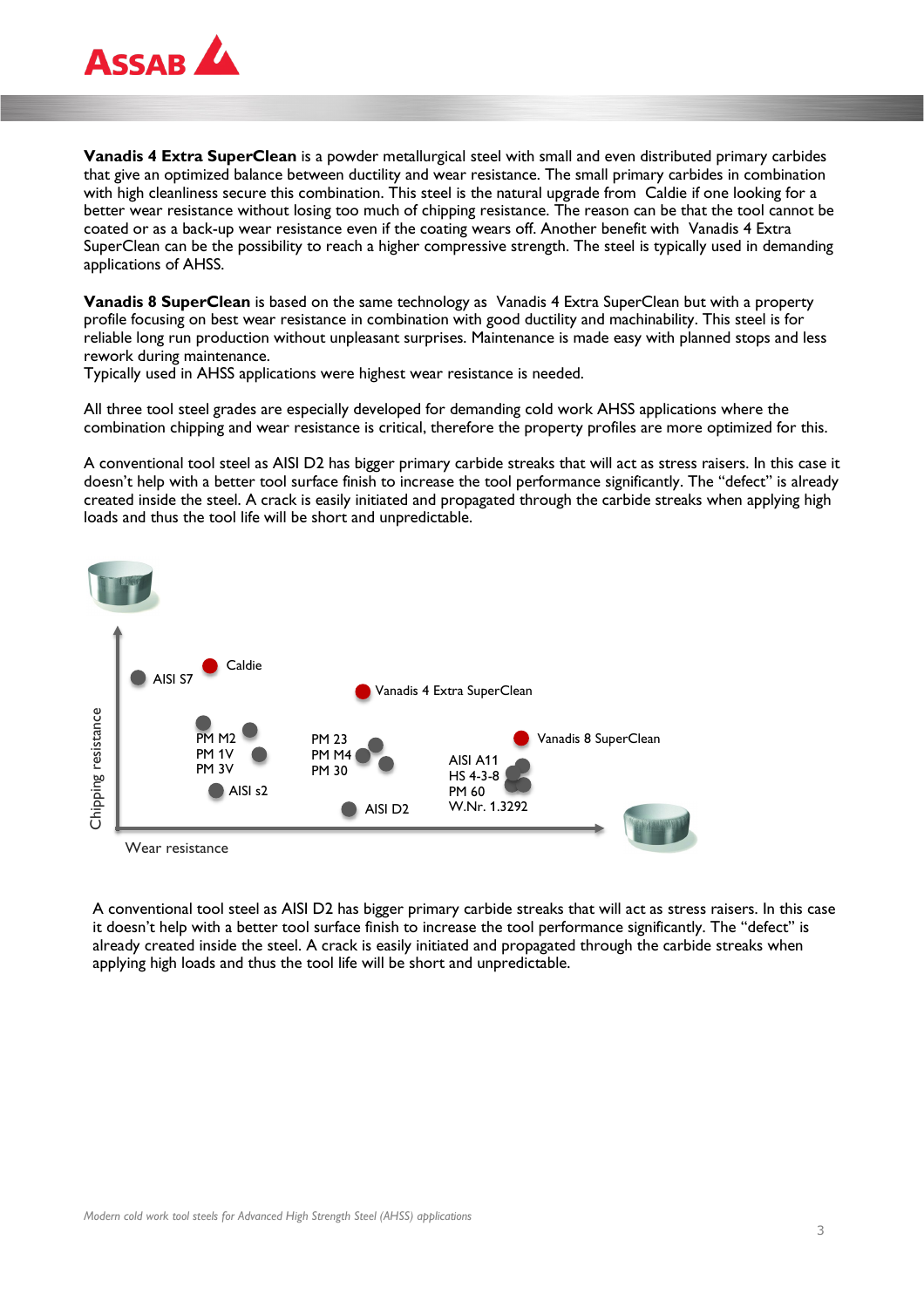**Vanadis 4 Extra SuperClean** is a powder metallurgical steel with small and even distributed primary carbides that give an optimized balance between ductility and wear resistance. The small primary carbides in combination with high cleanliness secure this combination. This steel is the natural upgrade from Caldie if one looking for a better wear resistance without losing too much of chipping resistance. The reason can be that the tool cannot be coated or as a back-up wear resistance even if the coating wears off. Another benefit with Vanadis 4 Extra SuperClean can be the possibility to reach a higher compressive strength. The steel is typically used in demanding applications of AHSS.

**Vanadis 8 SuperClean** is based on the same technology as Vanadis 4 Extra SuperClean but with a property profile focusing on best wear resistance in combination with good ductility and machinability. This steel is for reliable long run production without unpleasant surprises. Maintenance is made easy with planned stops and less rework during maintenance.
Typically used in AHSS applications were highest wear resistance is needed.

All three tool steel grades are especially developed for demanding cold work AHSS applications where the combination chipping and wear resistance is critical, therefore the property profiles are more optimized for this.

A conventional tool steel as AISI D2 has bigger primary carbide streaks that will act as stress raisers. In this case it doesn't help with a better tool surface finish to increase the tool performance significantly. The "defect" is already created inside the steel. A crack is easily initiated and propagated through the carbide streaks when applying high loads and thus the tool life will be short and unpredictable.

Chipping resistance

AISI S7 · Caldie · Vanadis 4 Extra SuperClean · PM M2 · PM 1V · PM 3V · AISI s2 · PM 23 · PM M4 · PM 30 · AISI D2 · Vanadis 8 SuperClean · AISI A11 · HS 4-3-8 · PM 60 · W.Nr. 1.3292

Wear resistance

A conventional tool steel as AISI D2 has bigger primary carbide streaks that will act as stress raisers. In this case it doesn't help with a better tool surface finish to increase the tool performance significantly. The "defect" is already created inside the steel. A crack is easily initiated and propagated through the carbide streaks when applying high loads and thus the tool life will be short and unpredictable.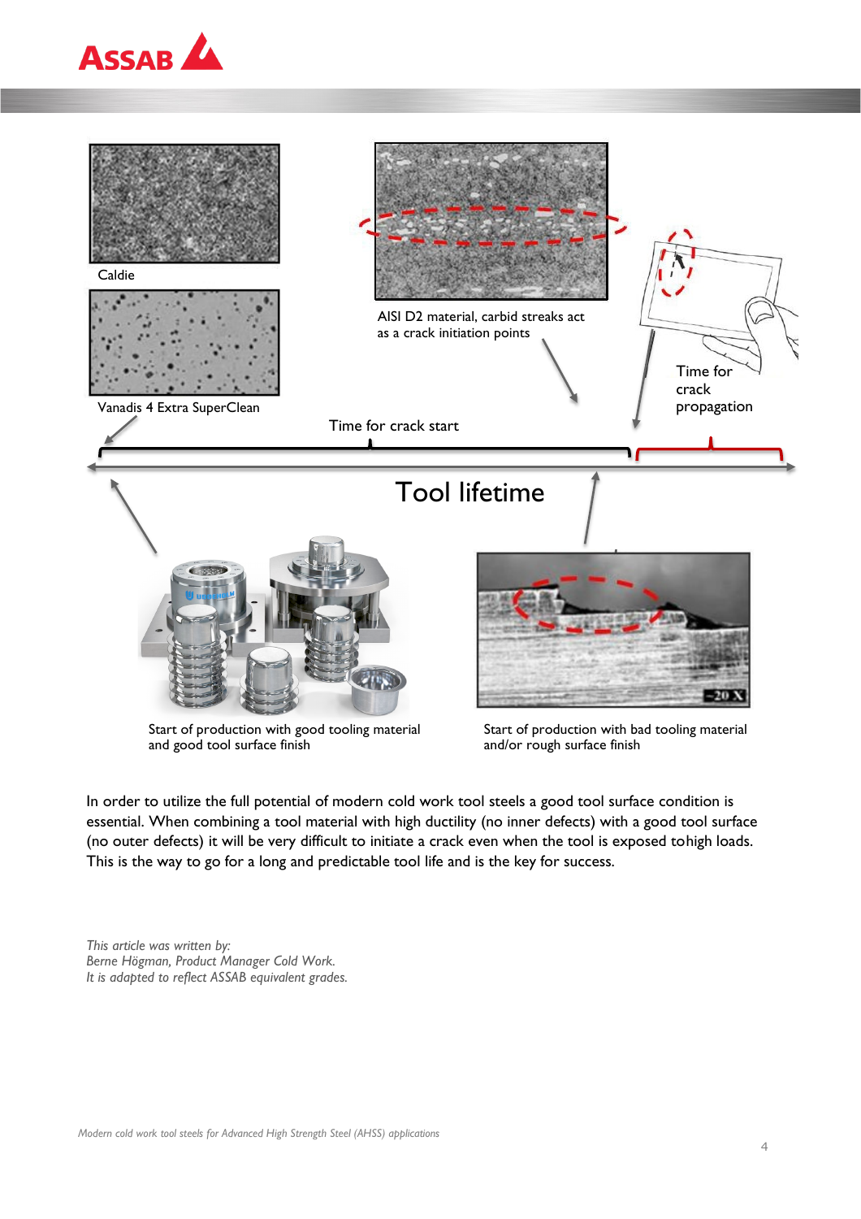Caldie

Vanadis 4 Extra SuperClean

AISI D2 material, carbid streaks act as a crack initiation points

Time for crack propagation

Time for crack start

Tool lifetime

Start of production with good tooling material and good tool surface finish

Start of production with bad tooling material and/or rough surface finish

In order to utilize the full potential of modern cold work tool steels a good tool surface condition is essential. When combining a tool material with high ductility (no inner defects) with a good tool surface (no outer defects) it will be very difficult to initiate a crack even when the tool is exposed tohigh loads. This is the way to go for a long and predictable tool life and is the key for success.

*This article was written by:*
*Berne Högman, Product Manager Cold Work.*
*It is adapted to reflect ASSAB equivalent grades.*